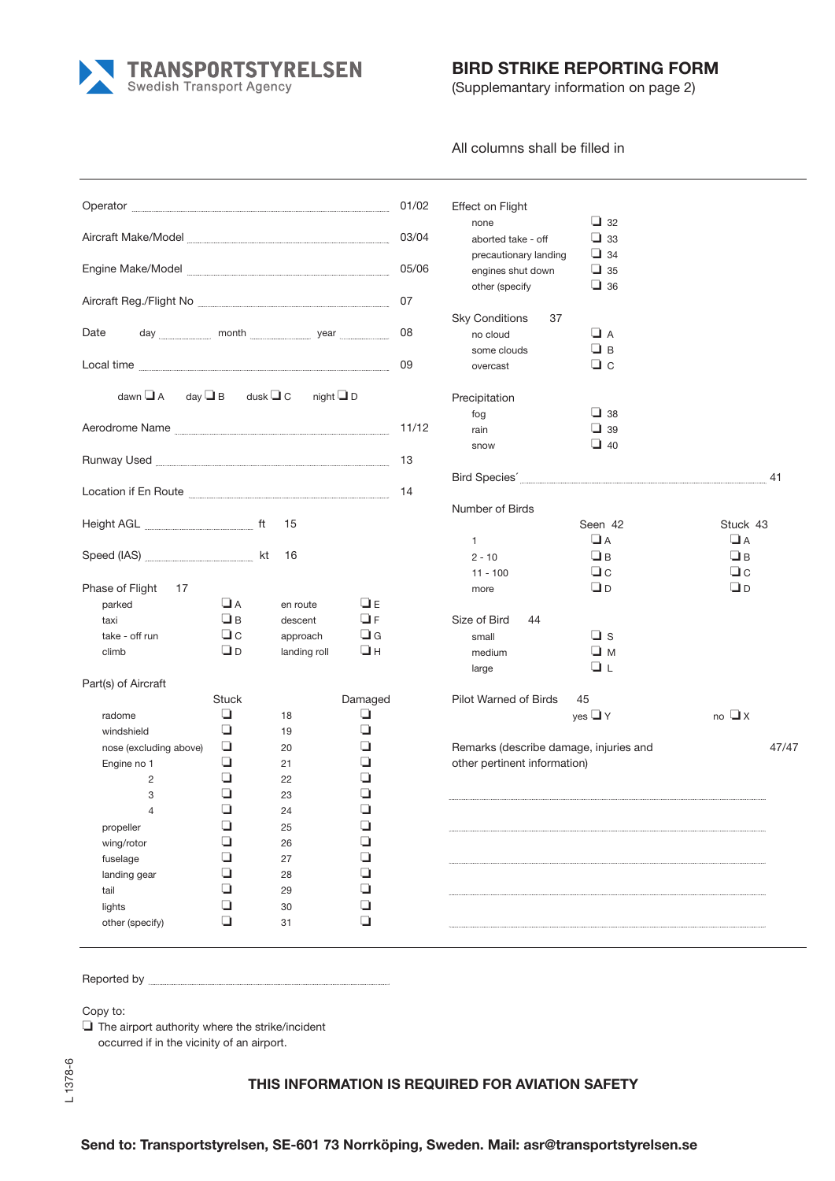**TRANSPORTSTYRELSEN**
Swedish Transport Agency

# BIRD STRIKE REPORTING FORM

(Supplemantary information on page 2)

All columns shall be filled in

Operator .................................................... 01/02

Aircraft Make/Model .................................................... 03/04

Engine Make/Model .................................................... 05/06

Aircraft Reg./Flight No .................................................... 07

Date day .................... month .................... year .................... 08

Local time .................................................... 09

dawn ❑ A day ❑ B dusk ❑ C night ❑ D

Aerodrome Name .................................................... 11/12

Runway Used .................................................... 13

Location if En Route .................................................... 14

Height AGL ........................ ft 15

Speed (IAS) ........................ kt 16

Phase of Flight 17

| | | | |
|---|---|---|---|
| parked | ❑ A | en route | ❑ E |
| taxi | ❑ B | descent | ❑ F |
| take - off run | ❑ C | approach | ❑ G |
| climb | ❑ D | landing roll | ❑ H |

Part(s) of Aircraft

| | Stuck | | Damaged |
|---|---|---|---|
| radome | ❑ | 18 | ❑ |
| windshield | ❑ | 19 | ❑ |
| nose (excluding above) | ❑ | 20 | ❑ |
| Engine no 1 | ❑ | 21 | ❑ |
| 2 | ❑ | 22 | ❑ |
| 3 | ❑ | 23 | ❑ |
| 4 | ❑ | 24 | ❑ |
| propeller | ❑ | 25 | ❑ |
| wing/rotor | ❑ | 26 | ❑ |
| fuselage | ❑ | 27 | ❑ |
| landing gear | ❑ | 28 | ❑ |
| tail | ❑ | 29 | ❑ |
| lights | ❑ | 30 | ❑ |
| other (specify) | ❑ | 31 | ❑ |

Effect on Flight

| | |
|---|---|
| none | ❑ 32 |
| aborted take - off | ❑ 33 |
| precautionary landing | ❑ 34 |
| engines shut down | ❑ 35 |
| other (specify | ❑ 36 |

Sky Conditions 37

| | |
|---|---|
| no cloud | ❑ A |
| some clouds | ❑ B |
| overcast | ❑ C |

Precipitation

| | |
|---|---|
| fog | ❑ 38 |
| rain | ❑ 39 |
| snow | ❑ 40 |

Bird Species´ .................................................... 41

Number of Birds

| | Seen 42 | Stuck 43 |
|---|---|---|
| 1 | ❑ A | ❑ A |
| 2 - 10 | ❑ B | ❑ B |
| 11 - 100 | ❑ C | ❑ C |
| more | ❑ D | ❑ D |

Size of Bird 44

| | |
|---|---|
| small | ❑ S |
| medium | ❑ M |
| large | ❑ L |

Pilot Warned of Birds 45

yes ❑ Y no ❑ X

Remarks (describe damage, injuries and other pertinent information) 47/47

....................................................

....................................................

....................................................

....................................................

....................................................

Reported by ....................................................

Copy to:

❑ The airport authority where the strike/incident occurred if in the vicinity of an airport.

L 1378-6

**THIS INFORMATION IS REQUIRED FOR AVIATION SAFETY**

**Send to: Transportstyrelsen, SE-601 73 Norrköping, Sweden. Mail: asr@transportstyrelsen.se**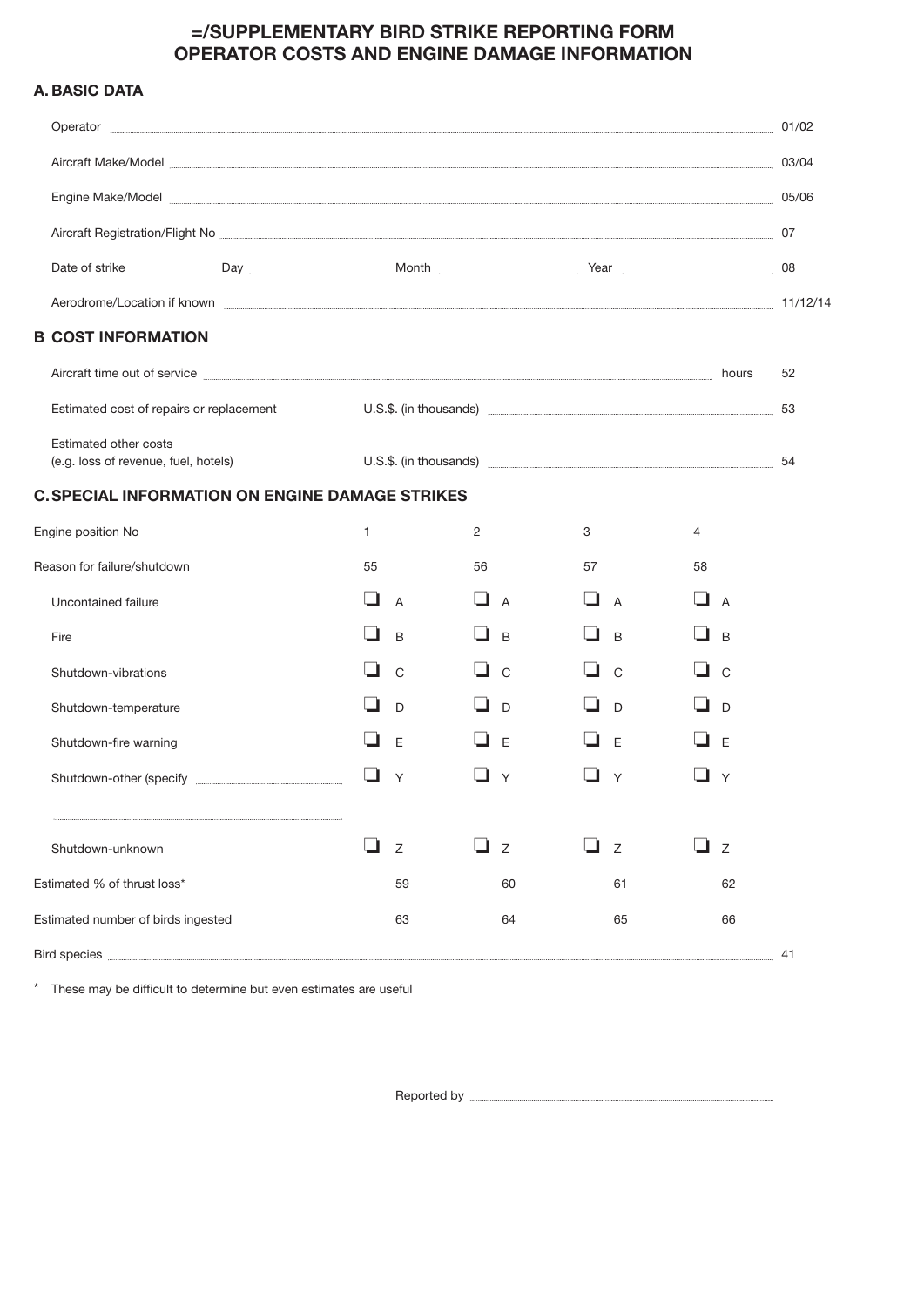# =/SUPPLEMENTARY BIRD STRIKE REPORTING FORM OPERATOR COSTS AND ENGINE DAMAGE INFORMATION

## A. BASIC DATA

| | | |
|---|---|---|
| Operator | | 01/02 |
| Aircraft Make/Model | | 03/04 |
| Engine Make/Model | | 05/06 |
| Aircraft Registration/Flight No | | 07 |
| Date of strike | Day ______ Month ______ Year ______ | 08 |
| Aerodrome/Location if known | | 11/12/14 |

## B COST INFORMATION

| | | |
|---|---|---|
| Aircraft time out of service | hours | 52 |
| Estimated cost of repairs or replacement | U.S.$. (in thousands) | 53 |
| Estimated other costs (e.g. loss of revenue, fuel, hotels) | U.S.$. (in thousands) | 54 |

## C. SPECIAL INFORMATION ON ENGINE DAMAGE STRIKES

| Engine position No | 1 | 2 | 3 | 4 |
|---|---|---|---|---|
| Reason for failure/shutdown | 55 | 56 | 57 | 58 |
| Uncontained failure | ❑ A | ❑ A | ❑ A | ❑ A |
| Fire | ❑ B | ❑ B | ❑ B | ❑ B |
| Shutdown-vibrations | ❑ C | ❑ C | ❑ C | ❑ C |
| Shutdown-temperature | ❑ D | ❑ D | ❑ D | ❑ D |
| Shutdown-fire warning | ❑ E | ❑ E | ❑ E | ❑ E |
| Shutdown-other (specify ______ | ❑ Y | ❑ Y | ❑ Y | ❑ Y |
| Shutdown-unknown | ❑ Z | ❑ Z | ❑ Z | ❑ Z |
| Estimated % of thrust loss* | 59 | 60 | 61 | 62 |
| Estimated number of birds ingested | 63 | 64 | 65 | 66 |

Bird species ______ 41

\* These may be difficult to determine but even estimates are useful

Reported by ______